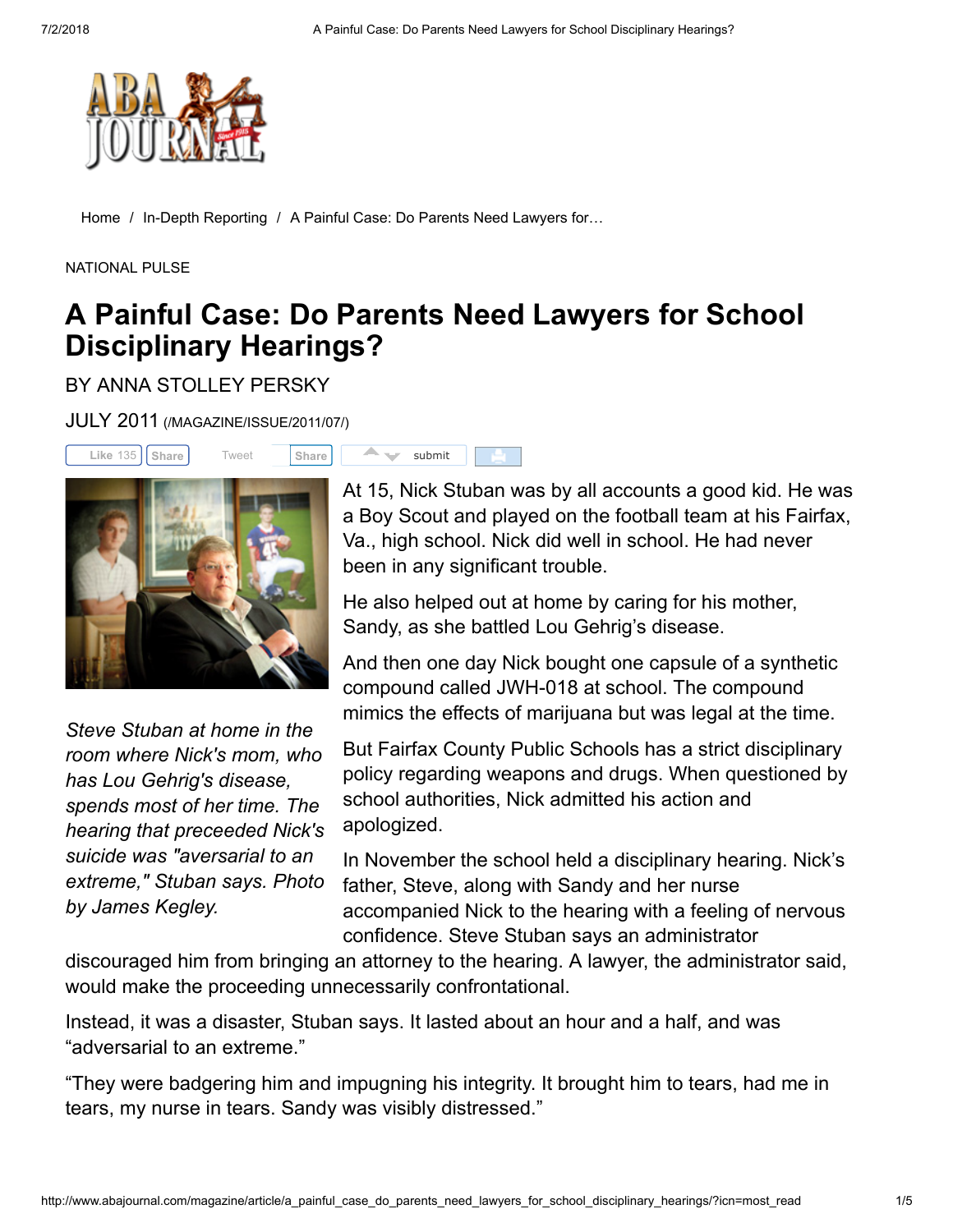Home / In-Depth Reporting / A Painful Case: Do Parents Need Lawyers for…

NATIONAL PULSE

# A Painful Case: Do Parents Need Lawyers for School Disciplinary Hearings?

BY ANNA STOLLEY PERSKY

JULY 2011 (/MAGAZINE/ISSUE/2011/07/)

*Steve Stuban at home in the room where Nick's mom, who has Lou Gehrig's disease, spends most of her time. The hearing that preceeded Nick's suicide was "aversarial to an extreme," Stuban says. Photo by James Kegley.*

At 15, Nick Stuban was by all accounts a good kid. He was a Boy Scout and played on the football team at his Fairfax, Va., high school. Nick did well in school. He had never been in any significant trouble.

He also helped out at home by caring for his mother, Sandy, as she battled Lou Gehrig's disease.

And then one day Nick bought one capsule of a synthetic compound called JWH-018 at school. The compound mimics the effects of marijuana but was legal at the time.

But Fairfax County Public Schools has a strict disciplinary policy regarding weapons and drugs. When questioned by school authorities, Nick admitted his action and apologized.

In November the school held a disciplinary hearing. Nick's father, Steve, along with Sandy and her nurse accompanied Nick to the hearing with a feeling of nervous confidence. Steve Stuban says an administrator discouraged him from bringing an attorney to the hearing. A lawyer, the administrator said, would make the proceeding unnecessarily confrontational.

Instead, it was a disaster, Stuban says. It lasted about an hour and a half, and was "adversarial to an extreme."

"They were badgering him and impugning his integrity. It brought him to tears, had me in tears, my nurse in tears. Sandy was visibly distressed."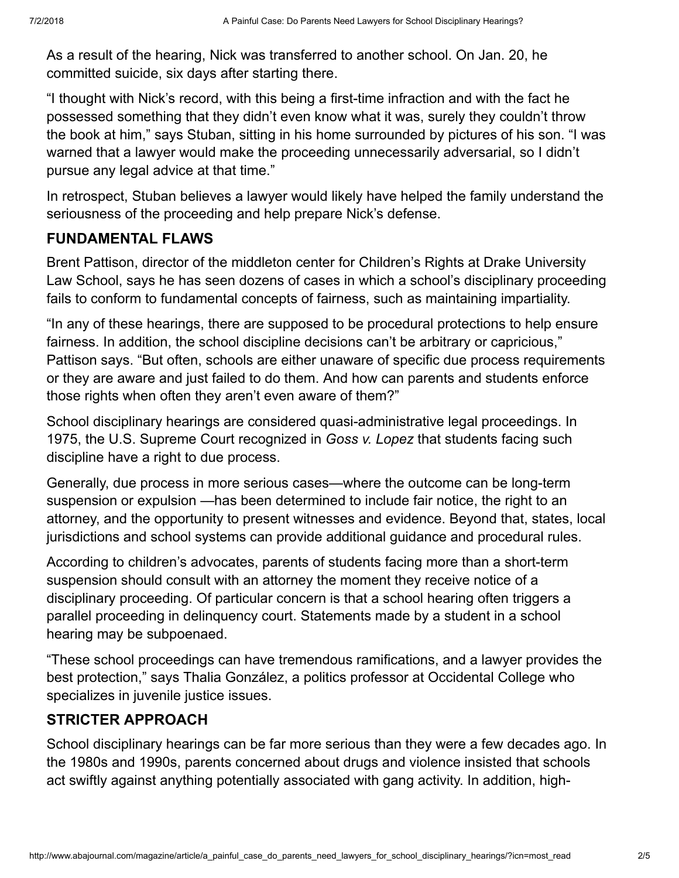As a result of the hearing, Nick was transferred to another school. On Jan. 20, he committed suicide, six days after starting there.

"I thought with Nick's record, with this being a first-time infraction and with the fact he possessed something that they didn't even know what it was, surely they couldn't throw the book at him," says Stuban, sitting in his home surrounded by pictures of his son. "I was warned that a lawyer would make the proceeding unnecessarily adversarial, so I didn't pursue any legal advice at that time."

In retrospect, Stuban believes a lawyer would likely have helped the family understand the seriousness of the proceeding and help prepare Nick's defense.

## FUNDAMENTAL FLAWS

Brent Pattison, director of the middleton center for Children's Rights at Drake University Law School, says he has seen dozens of cases in which a school's disciplinary proceeding fails to conform to fundamental concepts of fairness, such as maintaining impartiality.

"In any of these hearings, there are supposed to be procedural protections to help ensure fairness. In addition, the school discipline decisions can't be arbitrary or capricious," Pattison says. "But often, schools are either unaware of specific due process requirements or they are aware and just failed to do them. And how can parents and students enforce those rights when often they aren't even aware of them?"

School disciplinary hearings are considered quasi-administrative legal proceedings. In 1975, the U.S. Supreme Court recognized in *Goss v. Lopez* that students facing such discipline have a right to due process.

Generally, due process in more serious cases—where the outcome can be long-term suspension or expulsion —has been determined to include fair notice, the right to an attorney, and the opportunity to present witnesses and evidence. Beyond that, states, local jurisdictions and school systems can provide additional guidance and procedural rules.

According to children's advocates, parents of students facing more than a short-term suspension should consult with an attorney the moment they receive notice of a disciplinary proceeding. Of particular concern is that a school hearing often triggers a parallel proceeding in delinquency court. Statements made by a student in a school hearing may be subpoenaed.

"These school proceedings can have tremendous ramifications, and a lawyer provides the best protection," says Thalia González, a politics professor at Occidental College who specializes in juvenile justice issues.

## STRICTER APPROACH

School disciplinary hearings can be far more serious than they were a few decades ago. In the 1980s and 1990s, parents concerned about drugs and violence insisted that schools act swiftly against anything potentially associated with gang activity. In addition, high-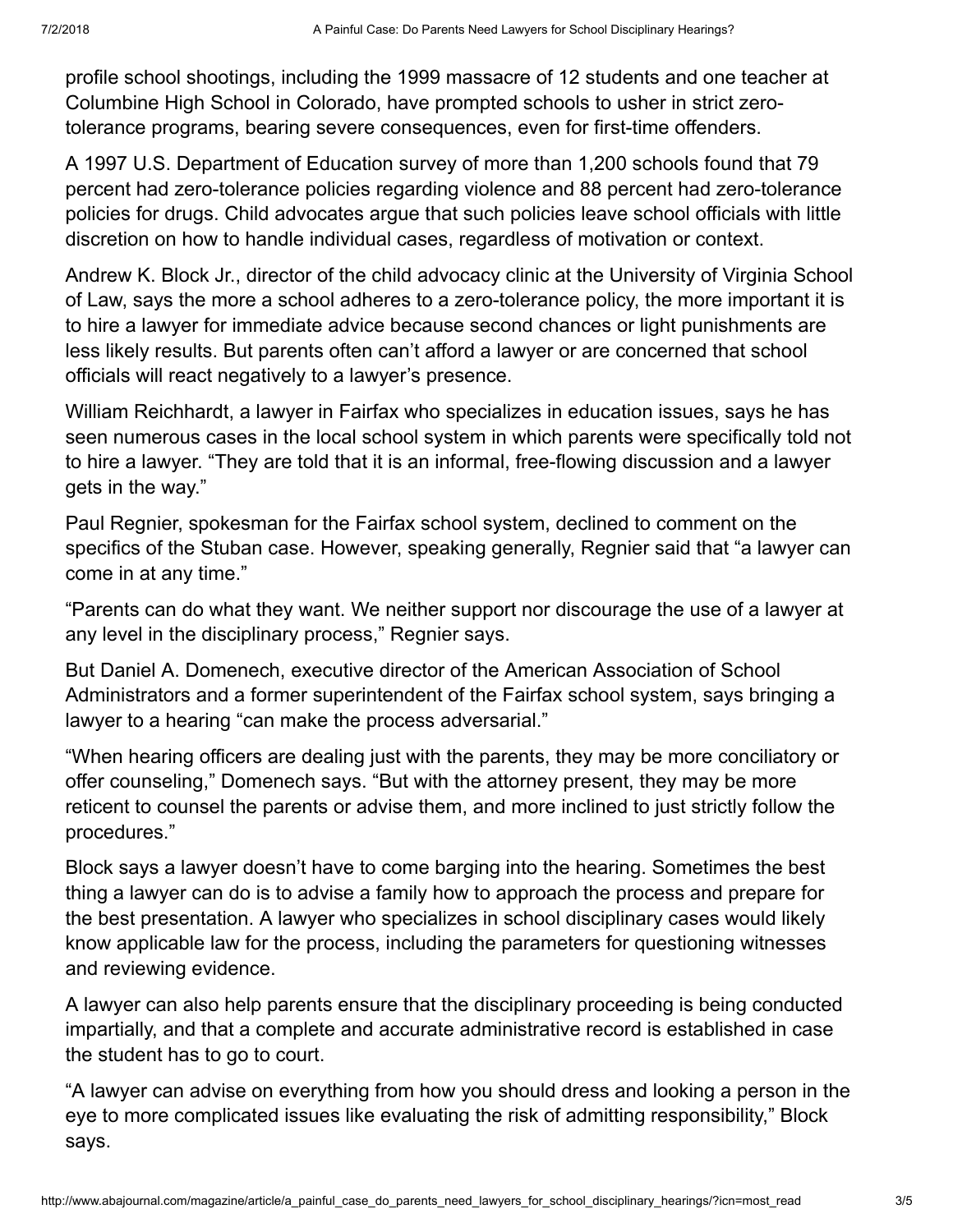profile school shootings, including the 1999 massacre of 12 students and one teacher at Columbine High School in Colorado, have prompted schools to usher in strict zero-tolerance programs, bearing severe consequences, even for first-time offenders.

A 1997 U.S. Department of Education survey of more than 1,200 schools found that 79 percent had zero-tolerance policies regarding violence and 88 percent had zero-tolerance policies for drugs. Child advocates argue that such policies leave school officials with little discretion on how to handle individual cases, regardless of motivation or context.

Andrew K. Block Jr., director of the child advocacy clinic at the University of Virginia School of Law, says the more a school adheres to a zero-tolerance policy, the more important it is to hire a lawyer for immediate advice because second chances or light punishments are less likely results. But parents often can't afford a lawyer or are concerned that school officials will react negatively to a lawyer's presence.

William Reichhardt, a lawyer in Fairfax who specializes in education issues, says he has seen numerous cases in the local school system in which parents were specifically told not to hire a lawyer. "They are told that it is an informal, free-flowing discussion and a lawyer gets in the way."

Paul Regnier, spokesman for the Fairfax school system, declined to comment on the specifics of the Stuban case. However, speaking generally, Regnier said that "a lawyer can come in at any time."

"Parents can do what they want. We neither support nor discourage the use of a lawyer at any level in the disciplinary process," Regnier says.

But Daniel A. Domenech, executive director of the American Association of School Administrators and a former superintendent of the Fairfax school system, says bringing a lawyer to a hearing "can make the process adversarial."

"When hearing officers are dealing just with the parents, they may be more conciliatory or offer counseling," Domenech says. "But with the attorney present, they may be more reticent to counsel the parents or advise them, and more inclined to just strictly follow the procedures."

Block says a lawyer doesn't have to come barging into the hearing. Sometimes the best thing a lawyer can do is to advise a family how to approach the process and prepare for the best presentation. A lawyer who specializes in school disciplinary cases would likely know applicable law for the process, including the parameters for questioning witnesses and reviewing evidence.

A lawyer can also help parents ensure that the disciplinary proceeding is being conducted impartially, and that a complete and accurate administrative record is established in case the student has to go to court.

"A lawyer can advise on everything from how you should dress and looking a person in the eye to more complicated issues like evaluating the risk of admitting responsibility," Block says.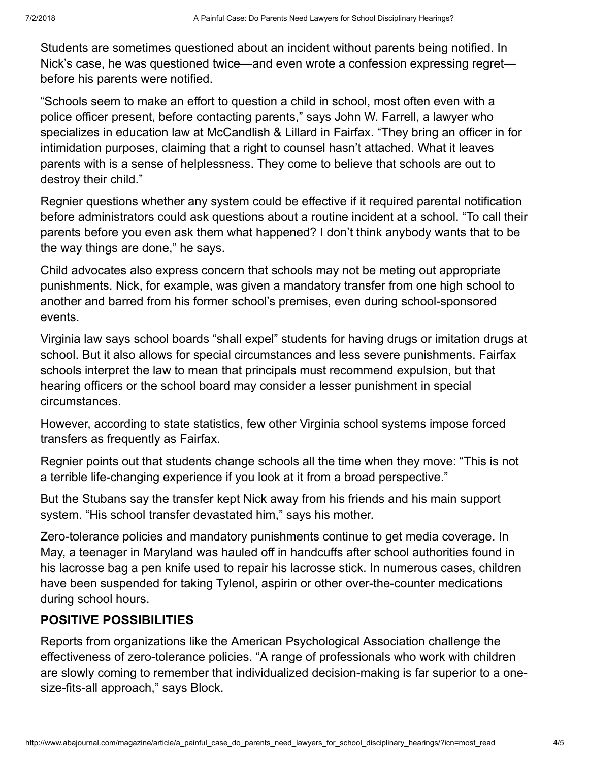Students are sometimes questioned about an incident without parents being notified. In Nick's case, he was questioned twice—and even wrote a confession expressing regret—before his parents were notified.

"Schools seem to make an effort to question a child in school, most often even with a police officer present, before contacting parents," says John W. Farrell, a lawyer who specializes in education law at McCandlish & Lillard in Fairfax. "They bring an officer in for intimidation purposes, claiming that a right to counsel hasn't attached. What it leaves parents with is a sense of helplessness. They come to believe that schools are out to destroy their child."

Regnier questions whether any system could be effective if it required parental notification before administrators could ask questions about a routine incident at a school. "To call their parents before you even ask them what happened? I don't think anybody wants that to be the way things are done," he says.

Child advocates also express concern that schools may not be meting out appropriate punishments. Nick, for example, was given a mandatory transfer from one high school to another and barred from his former school's premises, even during school-sponsored events.

Virginia law says school boards "shall expel" students for having drugs or imitation drugs at school. But it also allows for special circumstances and less severe punishments. Fairfax schools interpret the law to mean that principals must recommend expulsion, but that hearing officers or the school board may consider a lesser punishment in special circumstances.

However, according to state statistics, few other Virginia school systems impose forced transfers as frequently as Fairfax.

Regnier points out that students change schools all the time when they move: "This is not a terrible life-changing experience if you look at it from a broad perspective."

But the Stubans say the transfer kept Nick away from his friends and his main support system. "His school transfer devastated him," says his mother.

Zero-tolerance policies and mandatory punishments continue to get media coverage. In May, a teenager in Maryland was hauled off in handcuffs after school authorities found in his lacrosse bag a pen knife used to repair his lacrosse stick. In numerous cases, children have been suspended for taking Tylenol, aspirin or other over-the-counter medications during school hours.

## POSITIVE POSSIBILITIES

Reports from organizations like the American Psychological Association challenge the effectiveness of zero-tolerance policies. "A range of professionals who work with children are slowly coming to remember that individualized decision-making is far superior to a one-size-fits-all approach," says Block.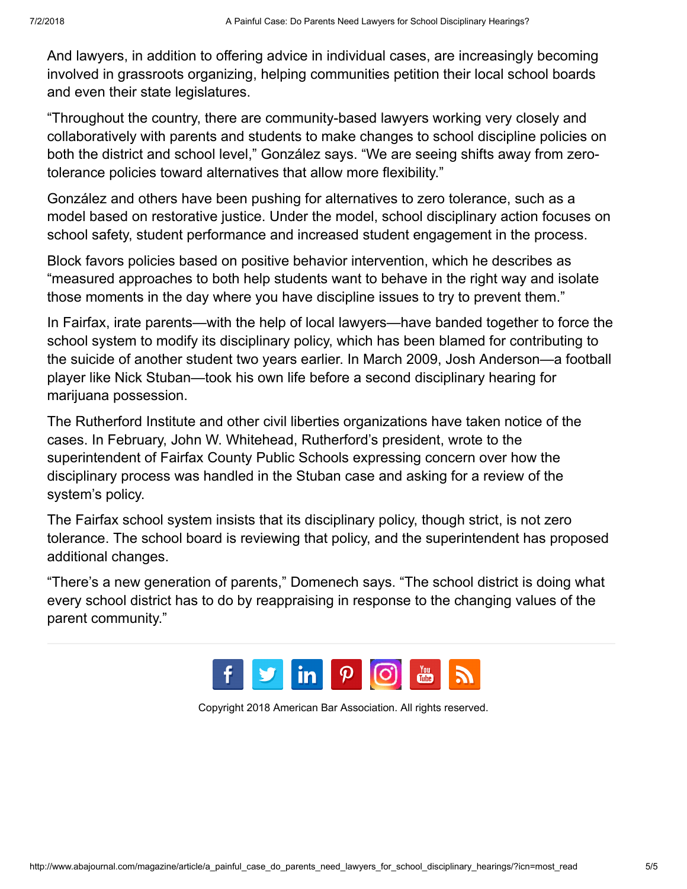And lawyers, in addition to offering advice in individual cases, are increasingly becoming involved in grassroots organizing, helping communities petition their local school boards and even their state legislatures.

"Throughout the country, there are community-based lawyers working very closely and collaboratively with parents and students to make changes to school discipline policies on both the district and school level," González says. "We are seeing shifts away from zero-tolerance policies toward alternatives that allow more flexibility."

González and others have been pushing for alternatives to zero tolerance, such as a model based on restorative justice. Under the model, school disciplinary action focuses on school safety, student performance and increased student engagement in the process.

Block favors policies based on positive behavior intervention, which he describes as "measured approaches to both help students want to behave in the right way and isolate those moments in the day where you have discipline issues to try to prevent them."

In Fairfax, irate parents—with the help of local lawyers—have banded together to force the school system to modify its disciplinary policy, which has been blamed for contributing to the suicide of another student two years earlier. In March 2009, Josh Anderson—a football player like Nick Stuban—took his own life before a second disciplinary hearing for marijuana possession.

The Rutherford Institute and other civil liberties organizations have taken notice of the cases. In February, John W. Whitehead, Rutherford's president, wrote to the superintendent of Fairfax County Public Schools expressing concern over how the disciplinary process was handled in the Stuban case and asking for a review of the system's policy.

The Fairfax school system insists that its disciplinary policy, though strict, is not zero tolerance. The school board is reviewing that policy, and the superintendent has proposed additional changes.

"There's a new generation of parents," Domenech says. "The school district is doing what every school district has to do by reappraising in response to the changing values of the parent community."

Copyright 2018 American Bar Association. All rights reserved.